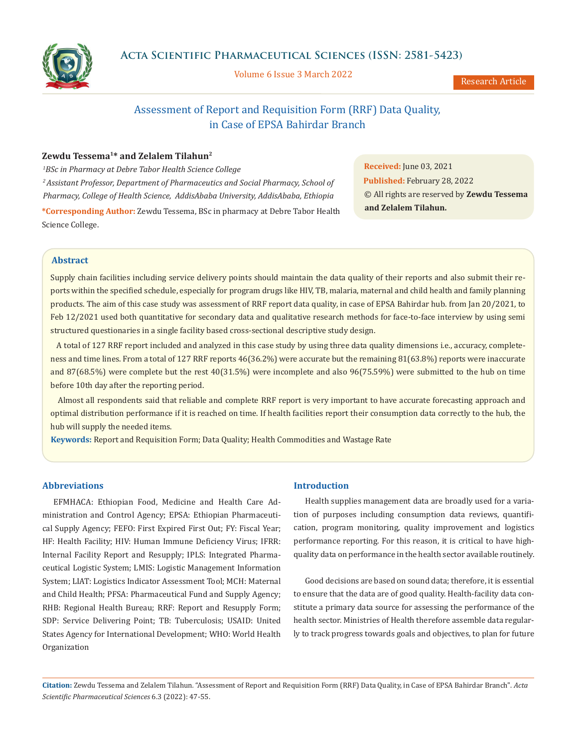# Assessment of Report and Requisition Form (RRF) Data Quality, in Case of EPSA Bahirdar Branch

**Zewdu Tessema[1]* and Zelalem Tilahun[2]**

*[1]BSc in Pharmacy at Debre Tabor Health Science College*

*[2] Assistant Professor, Department of Pharmaceutics and Social Pharmacy, School of Pharmacy, College of Health Science, AddisAbaba University, AddisAbaba, Ethiopia*

***Corresponding Author:** Zewdu Tessema, BSc in pharmacy at Debre Tabor Health Science College.

**Received:** June 03, 2021
**Published:** February 28, 2022
© All rights are reserved by **Zewdu Tessema and Zelalem Tilahun.**

## Abstract

Supply chain facilities including service delivery points should maintain the data quality of their reports and also submit their reports within the specified schedule, especially for program drugs like HIV, TB, malaria, maternal and child health and family planning products. The aim of this case study was assessment of RRF report data quality, in case of EPSA Bahirdar hub. from Jan 20/2021, to Feb 12/2021 used both quantitative for secondary data and qualitative research methods for face-to-face interview by using semi structured questionaries in a single facility based cross-sectional descriptive study design.

A total of 127 RRF report included and analyzed in this case study by using three data quality dimensions i.e., accuracy, completeness and time lines. From a total of 127 RRF reports 46(36.2%) were accurate but the remaining 81(63.8%) reports were inaccurate and 87(68.5%) were complete but the rest 40(31.5%) were incomplete and also 96(75.59%) were submitted to the hub on time before 10th day after the reporting period.

Almost all respondents said that reliable and complete RRF report is very important to have accurate forecasting approach and optimal distribution performance if it is reached on time. If health facilities report their consumption data correctly to the hub, the hub will supply the needed items.

**Keywords:** Report and Requisition Form; Data Quality; Health Commodities and Wastage Rate

## Abbreviations

EFMHACA: Ethiopian Food, Medicine and Health Care Administration and Control Agency; EPSA: Ethiopian Pharmaceutical Supply Agency; FEFO: First Expired First Out; FY: Fiscal Year; HF: Health Facility; HIV: Human Immune Deficiency Virus; IFRR: Internal Facility Report and Resupply; IPLS: Integrated Pharmaceutical Logistic System; LMIS: Logistic Management Information System; LIAT: Logistics Indicator Assessment Tool; MCH: Maternal and Child Health; PFSA: Pharmaceutical Fund and Supply Agency; RHB: Regional Health Bureau; RRF: Report and Resupply Form; SDP: Service Delivering Point; TB: Tuberculosis; USAID: United States Agency for International Development; WHO: World Health Organization

## Introduction

Health supplies management data are broadly used for a variation of purposes including consumption data reviews, quantification, program monitoring, quality improvement and logistics performance reporting. For this reason, it is critical to have high-quality data on performance in the health sector available routinely.

Good decisions are based on sound data; therefore, it is essential to ensure that the data are of good quality. Health-facility data constitute a primary data source for assessing the performance of the health sector. Ministries of Health therefore assemble data regularly to track progress towards goals and objectives, to plan for future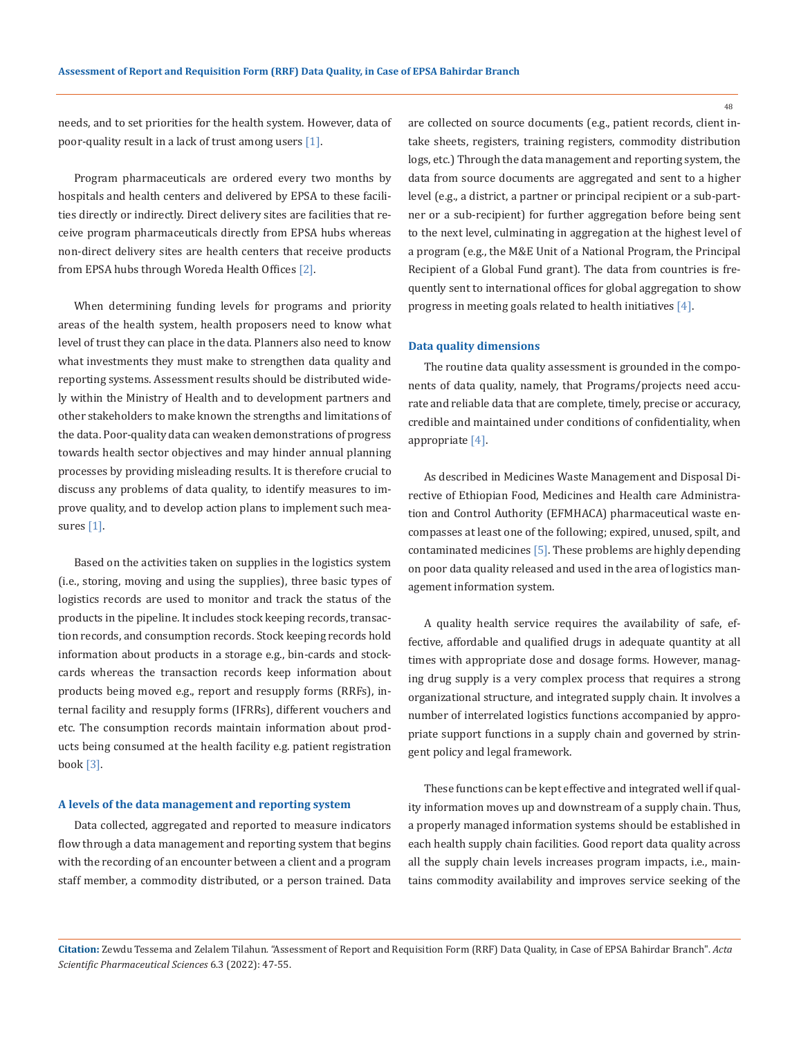needs, and to set priorities for the health system. However, data of poor-quality result in a lack of trust among users [1].

Program pharmaceuticals are ordered every two months by hospitals and health centers and delivered by EPSA to these facilities directly or indirectly. Direct delivery sites are facilities that receive program pharmaceuticals directly from EPSA hubs whereas non-direct delivery sites are health centers that receive products from EPSA hubs through Woreda Health Offices [2].

When determining funding levels for programs and priority areas of the health system, health proposers need to know what level of trust they can place in the data. Planners also need to know what investments they must make to strengthen data quality and reporting systems. Assessment results should be distributed widely within the Ministry of Health and to development partners and other stakeholders to make known the strengths and limitations of the data. Poor-quality data can weaken demonstrations of progress towards health sector objectives and may hinder annual planning processes by providing misleading results. It is therefore crucial to discuss any problems of data quality, to identify measures to improve quality, and to develop action plans to implement such measures [1].

Based on the activities taken on supplies in the logistics system (i.e., storing, moving and using the supplies), three basic types of logistics records are used to monitor and track the status of the products in the pipeline. It includes stock keeping records, transaction records, and consumption records. Stock keeping records hold information about products in a storage e.g., bin-cards and stock-cards whereas the transaction records keep information about products being moved e.g., report and resupply forms (RRFs), internal facility and resupply forms (IFRRs), different vouchers and etc. The consumption records maintain information about products being consumed at the health facility e.g. patient registration book [3].

### A levels of the data management and reporting system

Data collected, aggregated and reported to measure indicators flow through a data management and reporting system that begins with the recording of an encounter between a client and a program staff member, a commodity distributed, or a person trained. Data are collected on source documents (e.g., patient records, client intake sheets, registers, training registers, commodity distribution logs, etc.) Through the data management and reporting system, the data from source documents are aggregated and sent to a higher level (e.g., a district, a partner or principal recipient or a sub-partner or a sub-recipient) for further aggregation before being sent to the next level, culminating in aggregation at the highest level of a program (e.g., the M&E Unit of a National Program, the Principal Recipient of a Global Fund grant). The data from countries is frequently sent to international offices for global aggregation to show progress in meeting goals related to health initiatives [4].

### Data quality dimensions

The routine data quality assessment is grounded in the components of data quality, namely, that Programs/projects need accurate and reliable data that are complete, timely, precise or accuracy, credible and maintained under conditions of confidentiality, when appropriate [4].

As described in Medicines Waste Management and Disposal Directive of Ethiopian Food, Medicines and Health care Administration and Control Authority (EFMHACA) pharmaceutical waste encompasses at least one of the following; expired, unused, spilt, and contaminated medicines [5]. These problems are highly depending on poor data quality released and used in the area of logistics management information system.

A quality health service requires the availability of safe, effective, affordable and qualified drugs in adequate quantity at all times with appropriate dose and dosage forms. However, managing drug supply is a very complex process that requires a strong organizational structure, and integrated supply chain. It involves a number of interrelated logistics functions accompanied by appropriate support functions in a supply chain and governed by stringent policy and legal framework.

These functions can be kept effective and integrated well if quality information moves up and downstream of a supply chain. Thus, a properly managed information systems should be established in each health supply chain facilities. Good report data quality across all the supply chain levels increases program impacts, i.e., maintains commodity availability and improves service seeking of the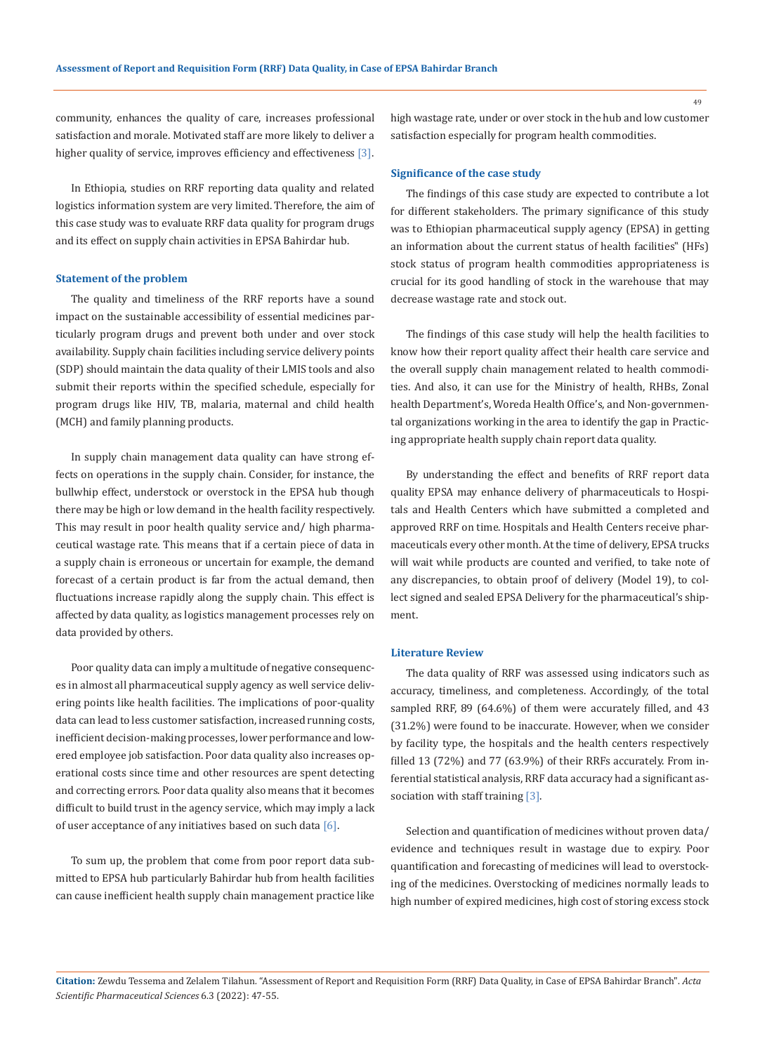community, enhances the quality of care, increases professional satisfaction and morale. Motivated staff are more likely to deliver a higher quality of service, improves efficiency and effectiveness [3].

In Ethiopia, studies on RRF reporting data quality and related logistics information system are very limited. Therefore, the aim of this case study was to evaluate RRF data quality for program drugs and its effect on supply chain activities in EPSA Bahirdar hub.

### Statement of the problem

The quality and timeliness of the RRF reports have a sound impact on the sustainable accessibility of essential medicines particularly program drugs and prevent both under and over stock availability. Supply chain facilities including service delivery points (SDP) should maintain the data quality of their LMIS tools and also submit their reports within the specified schedule, especially for program drugs like HIV, TB, malaria, maternal and child health (MCH) and family planning products.

In supply chain management data quality can have strong effects on operations in the supply chain. Consider, for instance, the bullwhip effect, understock or overstock in the EPSA hub though there may be high or low demand in the health facility respectively. This may result in poor health quality service and/ high pharmaceutical wastage rate. This means that if a certain piece of data in a supply chain is erroneous or uncertain for example, the demand forecast of a certain product is far from the actual demand, then fluctuations increase rapidly along the supply chain. This effect is affected by data quality, as logistics management processes rely on data provided by others.

Poor quality data can imply a multitude of negative consequences in almost all pharmaceutical supply agency as well service delivering points like health facilities. The implications of poor-quality data can lead to less customer satisfaction, increased running costs, inefficient decision-making processes, lower performance and lowered employee job satisfaction. Poor data quality also increases operational costs since time and other resources are spent detecting and correcting errors. Poor data quality also means that it becomes difficult to build trust in the agency service, which may imply a lack of user acceptance of any initiatives based on such data [6].

To sum up, the problem that come from poor report data submitted to EPSA hub particularly Bahirdar hub from health facilities can cause inefficient health supply chain management practice like high wastage rate, under or over stock in the hub and low customer satisfaction especially for program health commodities.

### Significance of the case study

The findings of this case study are expected to contribute a lot for different stakeholders. The primary significance of this study was to Ethiopian pharmaceutical supply agency (EPSA) in getting an information about the current status of health facilities" (HFs) stock status of program health commodities appropriateness is crucial for its good handling of stock in the warehouse that may decrease wastage rate and stock out.

The findings of this case study will help the health facilities to know how their report quality affect their health care service and the overall supply chain management related to health commodities. And also, it can use for the Ministry of health, RHBs, Zonal health Department's, Woreda Health Office's, and Non-governmental organizations working in the area to identify the gap in Practicing appropriate health supply chain report data quality.

By understanding the effect and benefits of RRF report data quality EPSA may enhance delivery of pharmaceuticals to Hospitals and Health Centers which have submitted a completed and approved RRF on time. Hospitals and Health Centers receive pharmaceuticals every other month. At the time of delivery, EPSA trucks will wait while products are counted and verified, to take note of any discrepancies, to obtain proof of delivery (Model 19), to collect signed and sealed EPSA Delivery for the pharmaceutical's shipment.

### Literature Review

The data quality of RRF was assessed using indicators such as accuracy, timeliness, and completeness. Accordingly, of the total sampled RRF, 89 (64.6%) of them were accurately filled, and 43 (31.2%) were found to be inaccurate. However, when we consider by facility type, the hospitals and the health centers respectively filled 13 (72%) and 77 (63.9%) of their RRFs accurately. From inferential statistical analysis, RRF data accuracy had a significant association with staff training [3].

Selection and quantification of medicines without proven data/ evidence and techniques result in wastage due to expiry. Poor quantification and forecasting of medicines will lead to overstocking of the medicines. Overstocking of medicines normally leads to high number of expired medicines, high cost of storing excess stock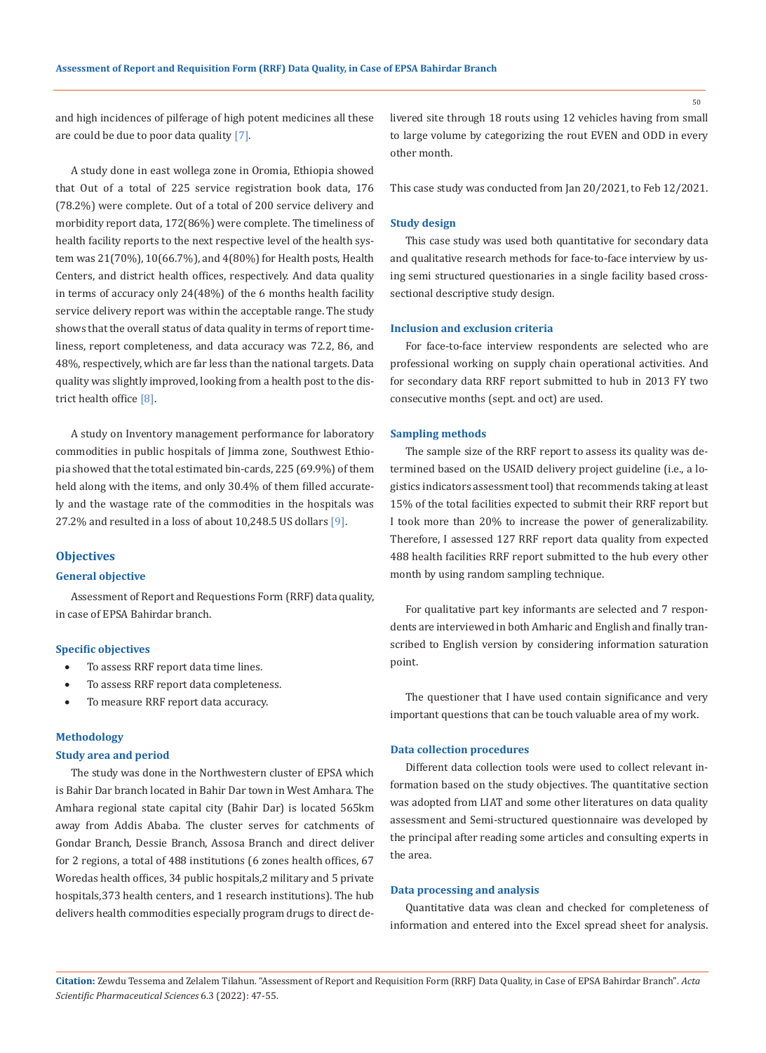and high incidences of pilferage of high potent medicines all these are could be due to poor data quality [7].

A study done in east wollega zone in Oromia, Ethiopia showed that Out of a total of 225 service registration book data, 176 (78.2%) were complete. Out of a total of 200 service delivery and morbidity report data, 172(86%) were complete. The timeliness of health facility reports to the next respective level of the health system was 21(70%), 10(66.7%), and 4(80%) for Health posts, Health Centers, and district health offices, respectively. And data quality in terms of accuracy only 24(48%) of the 6 months health facility service delivery report was within the acceptable range. The study shows that the overall status of data quality in terms of report timeliness, report completeness, and data accuracy was 72.2, 86, and 48%, respectively, which are far less than the national targets. Data quality was slightly improved, looking from a health post to the district health office [8].

A study on Inventory management performance for laboratory commodities in public hospitals of Jimma zone, Southwest Ethiopia showed that the total estimated bin-cards, 225 (69.9%) of them held along with the items, and only 30.4% of them filled accurately and the wastage rate of the commodities in the hospitals was 27.2% and resulted in a loss of about 10,248.5 US dollars [9].

## Objectives

### General objective

Assessment of Report and Requestions Form (RRF) data quality, in case of EPSA Bahirdar branch.

### Specific objectives

- To assess RRF report data time lines.
- To assess RRF report data completeness.
- To measure RRF report data accuracy.

## Methodology

### Study area and period

The study was done in the Northwestern cluster of EPSA which is Bahir Dar branch located in Bahir Dar town in West Amhara. The Amhara regional state capital city (Bahir Dar) is located 565km away from Addis Ababa. The cluster serves for catchments of Gondar Branch, Dessie Branch, Assosa Branch and direct deliver for 2 regions, a total of 488 institutions (6 zones health offices, 67 Woredas health offices, 34 public hospitals,2 military and 5 private hospitals,373 health centers, and 1 research institutions). The hub delivers health commodities especially program drugs to direct delivered site through 18 routs using 12 vehicles having from small to large volume by categorizing the rout EVEN and ODD in every other month.

This case study was conducted from Jan 20/2021, to Feb 12/2021.

### Study design

This case study was used both quantitative for secondary data and qualitative research methods for face-to-face interview by using semi structured questionaries in a single facility based cross-sectional descriptive study design.

### Inclusion and exclusion criteria

For face-to-face interview respondents are selected who are professional working on supply chain operational activities. And for secondary data RRF report submitted to hub in 2013 FY two consecutive months (sept. and oct) are used.

### Sampling methods

The sample size of the RRF report to assess its quality was determined based on the USAID delivery project guideline (i.e., a logistics indicators assessment tool) that recommends taking at least 15% of the total facilities expected to submit their RRF report but I took more than 20% to increase the power of generalizability. Therefore, I assessed 127 RRF report data quality from expected 488 health facilities RRF report submitted to the hub every other month by using random sampling technique.

For qualitative part key informants are selected and 7 respondents are interviewed in both Amharic and English and finally transcribed to English version by considering information saturation point.

The questioner that I have used contain significance and very important questions that can be touch valuable area of my work.

### Data collection procedures

Different data collection tools were used to collect relevant information based on the study objectives. The quantitative section was adopted from LIAT and some other literatures on data quality assessment and Semi-structured questionnaire was developed by the principal after reading some articles and consulting experts in the area.

### Data processing and analysis

Quantitative data was clean and checked for completeness of information and entered into the Excel spread sheet for analysis.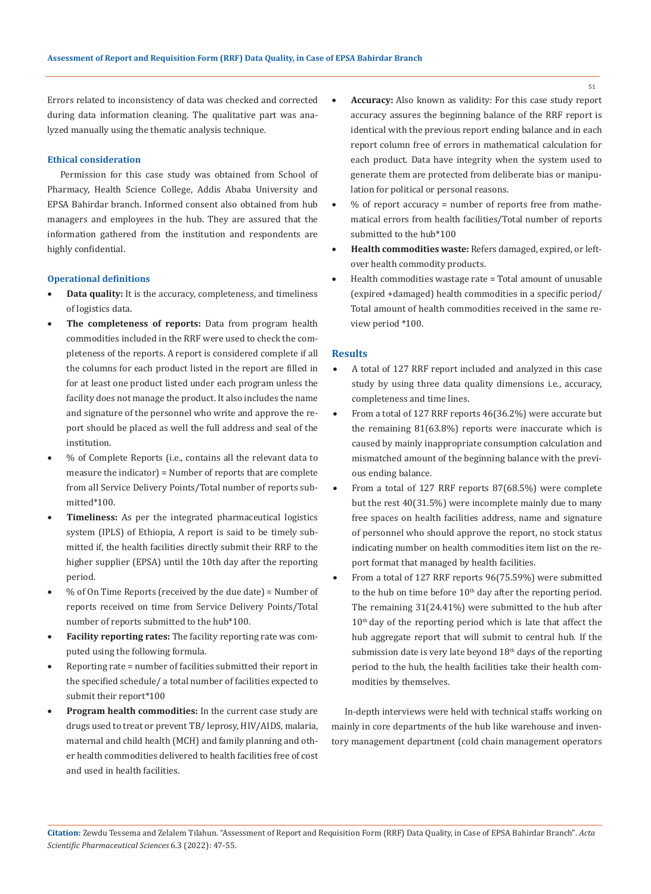Errors related to inconsistency of data was checked and corrected during data information cleaning. The qualitative part was analyzed manually using the thematic analysis technique.

### Ethical consideration

Permission for this case study was obtained from School of Pharmacy, Health Science College, Addis Ababa University and EPSA Bahirdar branch. Informed consent also obtained from hub managers and employees in the hub. They are assured that the information gathered from the institution and respondents are highly confidential.

### Operational definitions

- **Data quality:** It is the accuracy, completeness, and timeliness of logistics data.
- **The completeness of reports:** Data from program health commodities included in the RRF were used to check the completeness of the reports. A report is considered complete if all the columns for each product listed in the report are filled in for at least one product listed under each program unless the facility does not manage the product. It also includes the name and signature of the personnel who write and approve the report should be placed as well the full address and seal of the institution.
- % of Complete Reports (i.e., contains all the relevant data to measure the indicator) = Number of reports that are complete from all Service Delivery Points/Total number of reports submitted*100.
- **Timeliness:** As per the integrated pharmaceutical logistics system (IPLS) of Ethiopia, A report is said to be timely submitted if, the health facilities directly submit their RRF to the higher supplier (EPSA) until the 10th day after the reporting period.
- % of On Time Reports (received by the due date) = Number of reports received on time from Service Delivery Points/Total number of reports submitted to the hub*100.
- **Facility reporting rates:** The facility reporting rate was computed using the following formula.
- Reporting rate = number of facilities submitted their report in the specified schedule/ a total number of facilities expected to submit their report*100
- **Program health commodities:** In the current case study are drugs used to treat or prevent TB/ leprosy, HIV/AIDS, malaria, maternal and child health (MCH) and family planning and other health commodities delivered to health facilities free of cost and used in health facilities.
- **Accuracy:** Also known as validity: For this case study report accuracy assures the beginning balance of the RRF report is identical with the previous report ending balance and in each report column free of errors in mathematical calculation for each product. Data have integrity when the system used to generate them are protected from deliberate bias or manipulation for political or personal reasons.
- % of report accuracy = number of reports free from mathematical errors from health facilities/Total number of reports submitted to the hub*100
- **Health commodities waste:** Refers damaged, expired, or leftover health commodity products.
- Health commodities wastage rate = Total amount of unusable (expired +damaged) health commodities in a specific period/ Total amount of health commodities received in the same review period *100.

## Results

- A total of 127 RRF report included and analyzed in this case study by using three data quality dimensions i.e., accuracy, completeness and time lines.
- From a total of 127 RRF reports 46(36.2%) were accurate but the remaining 81(63.8%) reports were inaccurate which is caused by mainly inappropriate consumption calculation and mismatched amount of the beginning balance with the previous ending balance.
- From a total of 127 RRF reports 87(68.5%) were complete but the rest 40(31.5%) were incomplete mainly due to many free spaces on health facilities address, name and signature of personnel who should approve the report, no stock status indicating number on health commodities item list on the report format that managed by health facilities.
- From a total of 127 RRF reports 96(75.59%) were submitted to the hub on time before 10th day after the reporting period. The remaining 31(24.41%) were submitted to the hub after 10th day of the reporting period which is late that affect the hub aggregate report that will submit to central hub. If the submission date is very late beyond 18th days of the reporting period to the hub, the health facilities take their health commodities by themselves.

In-depth interviews were held with technical staffs working on mainly in core departments of the hub like warehouse and inventory management department (cold chain management operators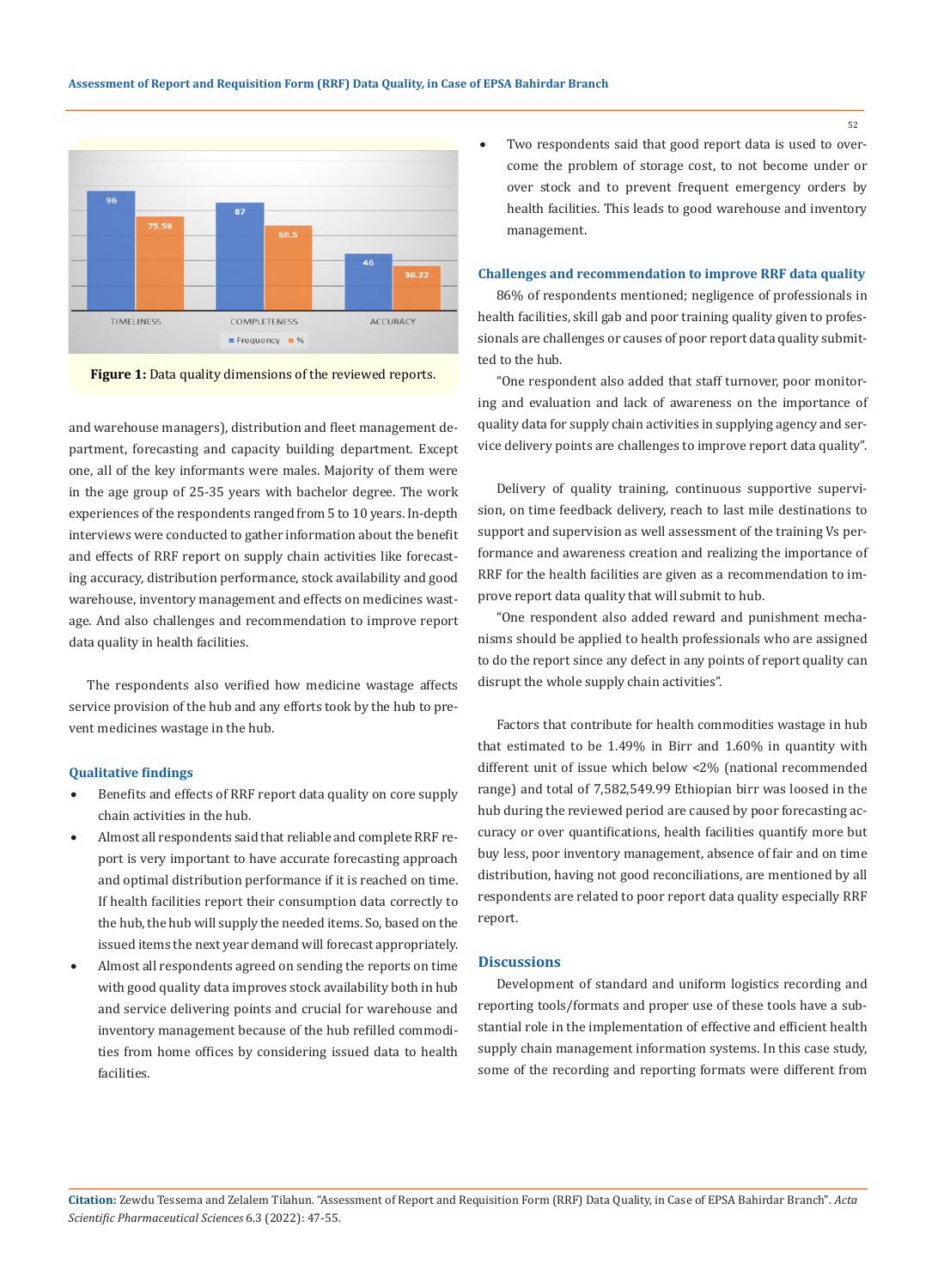Figure 1: Data quality dimensions of the reviewed reports.

and warehouse managers), distribution and fleet management department, forecasting and capacity building department. Except one, all of the key informants were males. Majority of them were in the age group of 25-35 years with bachelor degree. The work experiences of the respondents ranged from 5 to 10 years. In-depth interviews were conducted to gather information about the benefit and effects of RRF report on supply chain activities like forecasting accuracy, distribution performance, stock availability and good warehouse, inventory management and effects on medicines wastage. And also challenges and recommendation to improve report data quality in health facilities.

The respondents also verified how medicine wastage affects service provision of the hub and any efforts took by the hub to prevent medicines wastage in the hub.

### Qualitative findings

- Benefits and effects of RRF report data quality on core supply chain activities in the hub.
- Almost all respondents said that reliable and complete RRF report is very important to have accurate forecasting approach and optimal distribution performance if it is reached on time. If health facilities report their consumption data correctly to the hub, the hub will supply the needed items. So, based on the issued items the next year demand will forecast appropriately.
- Almost all respondents agreed on sending the reports on time with good quality data improves stock availability both in hub and service delivering points and crucial for warehouse and inventory management because of the hub refilled commodities from home offices by considering issued data to health facilities.
- Two respondents said that good report data is used to overcome the problem of storage cost, to not become under or over stock and to prevent frequent emergency orders by health facilities. This leads to good warehouse and inventory management.

### Challenges and recommendation to improve RRF data quality

86% of respondents mentioned; negligence of professionals in health facilities, skill gab and poor training quality given to professionals are challenges or causes of poor report data quality submitted to the hub.

"One respondent also added that staff turnover, poor monitoring and evaluation and lack of awareness on the importance of quality data for supply chain activities in supplying agency and service delivery points are challenges to improve report data quality".

Delivery of quality training, continuous supportive supervision, on time feedback delivery, reach to last mile destinations to support and supervision as well assessment of the training Vs performance and awareness creation and realizing the importance of RRF for the health facilities are given as a recommendation to improve report data quality that will submit to hub.

"One respondent also added reward and punishment mechanisms should be applied to health professionals who are assigned to do the report since any defect in any points of report quality can disrupt the whole supply chain activities".

Factors that contribute for health commodities wastage in hub that estimated to be 1.49% in Birr and 1.60% in quantity with different unit of issue which below <2% (national recommended range) and total of 7,582,549.99 Ethiopian birr was loosed in the hub during the reviewed period are caused by poor forecasting accuracy or over quantifications, health facilities quantify more but buy less, poor inventory management, absence of fair and on time distribution, having not good reconciliations, are mentioned by all respondents are related to poor report data quality especially RRF report.

### Discussions

Development of standard and uniform logistics recording and reporting tools/formats and proper use of these tools have a substantial role in the implementation of effective and efficient health supply chain management information systems. In this case study, some of the recording and reporting formats were different from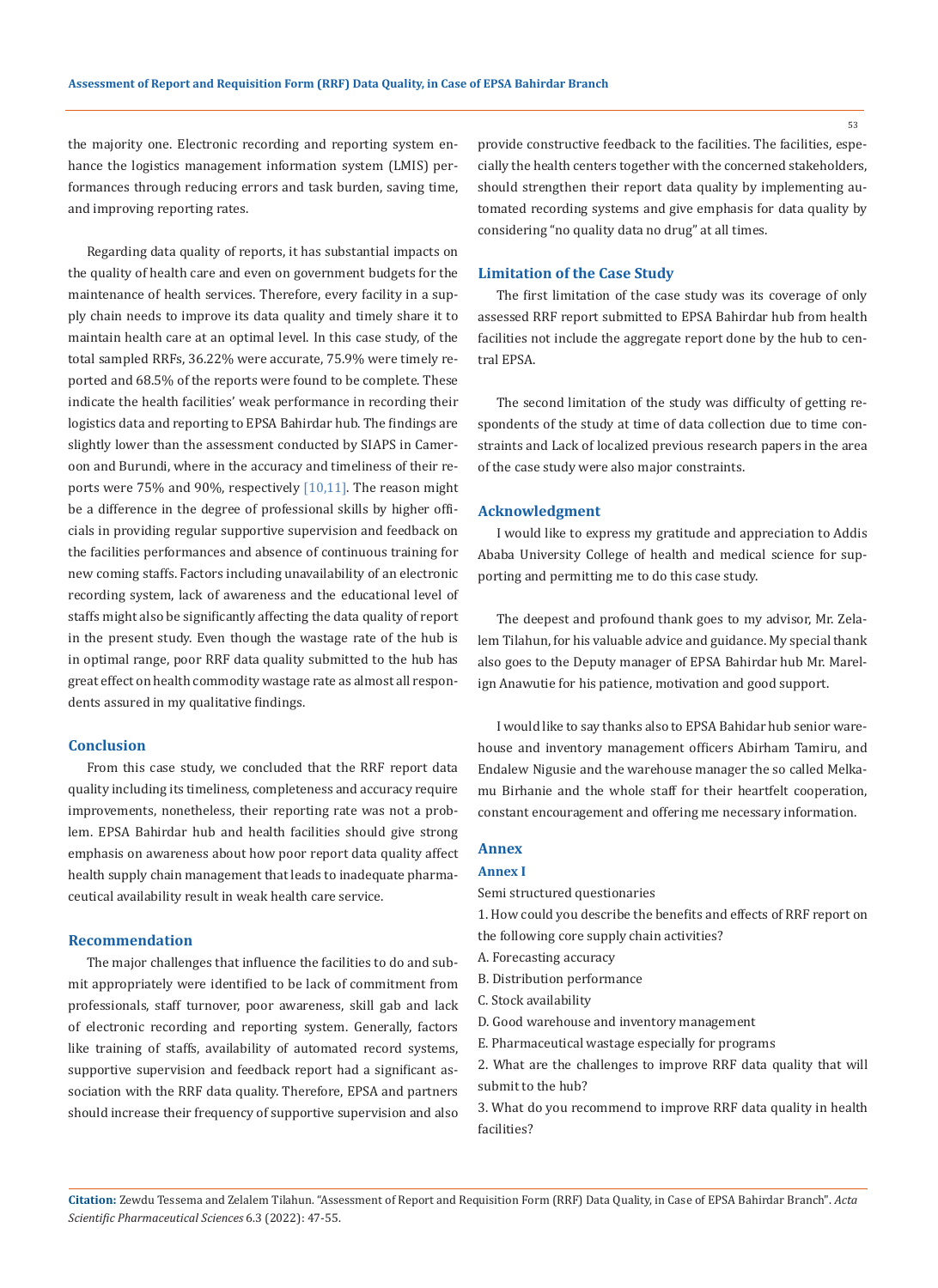the majority one. Electronic recording and reporting system enhance the logistics management information system (LMIS) performances through reducing errors and task burden, saving time, and improving reporting rates.

Regarding data quality of reports, it has substantial impacts on the quality of health care and even on government budgets for the maintenance of health services. Therefore, every facility in a supply chain needs to improve its data quality and timely share it to maintain health care at an optimal level. In this case study, of the total sampled RRFs, 36.22% were accurate, 75.9% were timely reported and 68.5% of the reports were found to be complete. These indicate the health facilities' weak performance in recording their logistics data and reporting to EPSA Bahirdar hub. The findings are slightly lower than the assessment conducted by SIAPS in Cameroon and Burundi, where in the accuracy and timeliness of their reports were 75% and 90%, respectively [10,11]. The reason might be a difference in the degree of professional skills by higher officials in providing regular supportive supervision and feedback on the facilities performances and absence of continuous training for new coming staffs. Factors including unavailability of an electronic recording system, lack of awareness and the educational level of staffs might also be significantly affecting the data quality of report in the present study. Even though the wastage rate of the hub is in optimal range, poor RRF data quality submitted to the hub has great effect on health commodity wastage rate as almost all respondents assured in my qualitative findings.

## Conclusion

From this case study, we concluded that the RRF report data quality including its timeliness, completeness and accuracy require improvements, nonetheless, their reporting rate was not a problem. EPSA Bahirdar hub and health facilities should give strong emphasis on awareness about how poor report data quality affect health supply chain management that leads to inadequate pharmaceutical availability result in weak health care service.

## Recommendation

The major challenges that influence the facilities to do and submit appropriately were identified to be lack of commitment from professionals, staff turnover, poor awareness, skill gab and lack of electronic recording and reporting system. Generally, factors like training of staffs, availability of automated record systems, supportive supervision and feedback report had a significant association with the RRF data quality. Therefore, EPSA and partners should increase their frequency of supportive supervision and also provide constructive feedback to the facilities. The facilities, especially the health centers together with the concerned stakeholders, should strengthen their report data quality by implementing automated recording systems and give emphasis for data quality by considering "no quality data no drug" at all times.

## Limitation of the Case Study

The first limitation of the case study was its coverage of only assessed RRF report submitted to EPSA Bahirdar hub from health facilities not include the aggregate report done by the hub to central EPSA.

The second limitation of the study was difficulty of getting respondents of the study at time of data collection due to time constraints and Lack of localized previous research papers in the area of the case study were also major constraints.

## Acknowledgment

I would like to express my gratitude and appreciation to Addis Ababa University College of health and medical science for supporting and permitting me to do this case study.

The deepest and profound thank goes to my advisor, Mr. Zelalem Tilahun, for his valuable advice and guidance. My special thank also goes to the Deputy manager of EPSA Bahirdar hub Mr. Marelign Anawutie for his patience, motivation and good support.

I would like to say thanks also to EPSA Bahidar hub senior warehouse and inventory management officers Abirham Tamiru, and Endalew Nigusie and the warehouse manager the so called Melkamu Birhanie and the whole staff for their heartfelt cooperation, constant encouragement and offering me necessary information.

## Annex

### Annex I

Semi structured questionaries

1. How could you describe the benefits and effects of RRF report on the following core supply chain activities?

A. Forecasting accuracy

B. Distribution performance

C. Stock availability

D. Good warehouse and inventory management

E. Pharmaceutical wastage especially for programs

2. What are the challenges to improve RRF data quality that will submit to the hub?

3. What do you recommend to improve RRF data quality in health facilities?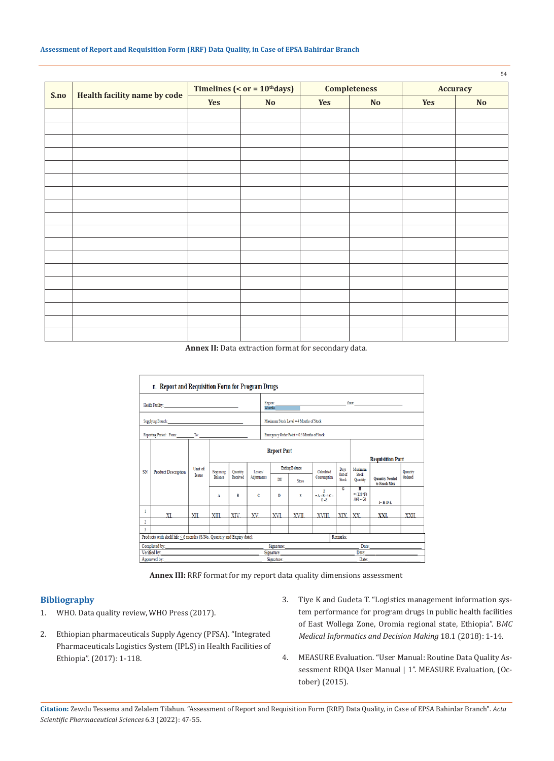| S.no | Health facility name by code | Timelines (< or = 10th days) | | Completeness | | Accuracy | |
|---|---|---|---|---|---|---|---|
| | | Yes | No | Yes | No | Yes | No |
| | | | | | | | |
| | | | | | | | |
| | | | | | | | |
| | | | | | | | |
| | | | | | | | |
| | | | | | | | |
| | | | | | | | |
| | | | | | | | |
| | | | | | | | |
| | | | | | | | |
| | | | | | | | |
| | | | | | | | |
| | | | | | | | |
| | | | | | | | |
| | | | | | | | |
| | | | | | | | |
| | | | | | | | |
| | | | | | | | |

**Annex II:** Data extraction format for secondary data.

**E. Report and Requisition Form for Program Drugs**

| Health Facility: | Region: Woreda: | Zone: |
|---|---|---|
| Supplying Branch: | Maximum Stock Level = 4 Months of Stock | |
| Reporting Period: From: To: | Emergency Order Point = 0.5 Months of Stock | |

| SN | Product Description | Unit of Issue | Report Part | | | | | | | | Requisition Part | | |
|---|---|---|---|---|---|---|---|---|---|---|---|---|---|
| | | | Beginning Balance | Quantity Received | Losses/ Adjustments | Ending Balance | | Calculated Consumption | Days Out of Stock | Maximum Stock Quantity | Quantity Needed to Reach Max | Quantity Ordered |
| | | | | | | DU | Store | | | | | |
| | | | A | B | C | D | E | F = A + B +/- C - D - E | G | H = (120*F) /(60 - G) | I= H-D-E | |
| 1 | XI. | XII. | XIII. | XIV. | XV. | XVI. | XVII. | XVIII. | XIX. | XX. | XXI. | XXII. |
| 2 | | | | | | | | | | | | |
| 3 | | | | | | | | | | | | |

Products with shelf life ≤ 6 months (S/No, Quantity and Expiry date): Remarks:

Completed by: Signature: Date:
Verified by: Signature: Date:
Approved by: Signature: Date:

**Annex III:** RRF format for my report data quality dimensions assessment

## Bibliography

1. WHO. Data quality review, WHO Press (2017).
2. Ethiopian pharmaceuticals Supply Agency (PFSA). "Integrated Pharmaceuticals Logistics System (IPLS) in Health Facilities of Ethiopia". (2017): 1-118.
3. Tiye K and Gudeta T. "Logistics management information system performance for program drugs in public health facilities of East Wollega Zone, Oromia regional state, Ethiopia". *BMC Medical Informatics and Decision Making* 18.1 (2018): 1-14.
4. MEASURE Evaluation. "User Manual: Routine Data Quality Assessment RDQA User Manual | 1". MEASURE Evaluation, (October) (2015).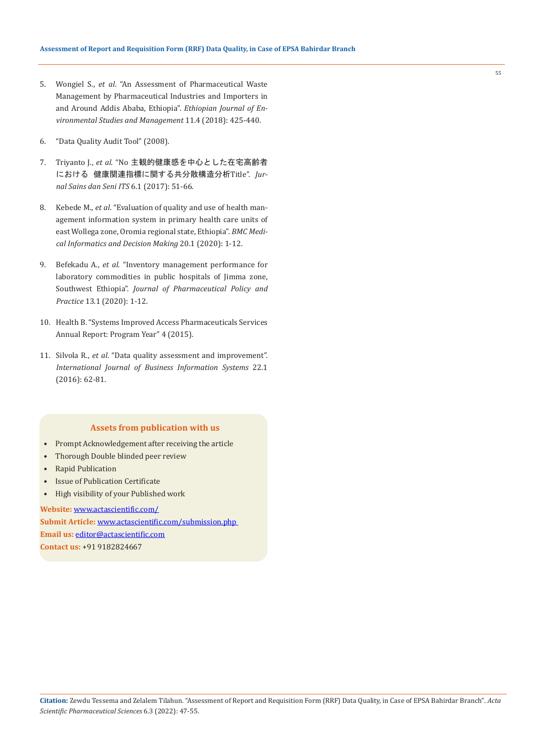5. Wongiel S., *et al*. "An Assessment of Pharmaceutical Waste Management by Pharmaceutical Industries and Importers in and Around Addis Ababa, Ethiopia". *Ethiopian Journal of Environmental Studies and Management* 11.4 (2018): 425-440.

6. "Data Quality Audit Tool" (2008).

7. Triyanto J., *et al.* "No 主観的健康感を中心とした在宅高齢者における 健康関連指標に関する共分散構造分析Title". *Jurnal Sains dan Seni ITS* 6.1 (2017): 51-66.

8. Kebede M., *et al*. "Evaluation of quality and use of health management information system in primary health care units of east Wollega zone, Oromia regional state, Ethiopia". *BMC Medical Informatics and Decision Making* 20.1 (2020): 1-12.

9. Befekadu A., *et al.* "Inventory management performance for laboratory commodities in public hospitals of Jimma zone, Southwest Ethiopia". *Journal of Pharmaceutical Policy and Practice* 13.1 (2020): 1-12.

10. Health B. "Systems Improved Access Pharmaceuticals Services Annual Report: Program Year" 4 (2015).

11. Silvola R., *et al.* "Data quality assessment and improvement". *International Journal of Business Information Systems* 22.1 (2016): 62-81.

**Assets from publication with us**

- Prompt Acknowledgement after receiving the article
- Thorough Double blinded peer review
- Rapid Publication
- Issue of Publication Certificate
- High visibility of your Published work

**Website:** www.actascientific.com/
**Submit Article:** www.actascientific.com/submission.php
**Email us:** editor@actascientific.com
**Contact us:** +91 9182824667